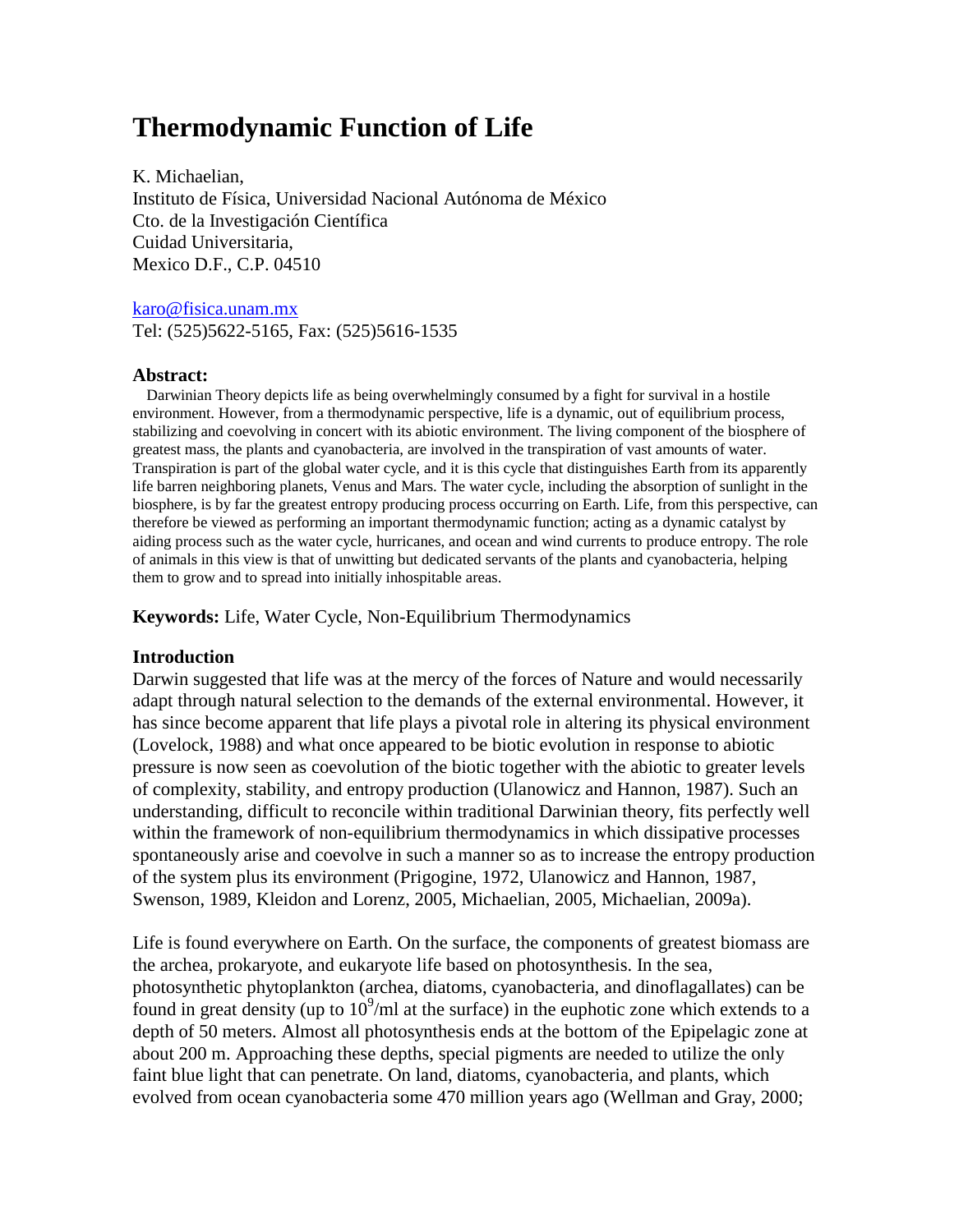# Thermodynamic Function of Life

K. Michaelian,
Instituto de Física, Universidad Nacional Autónoma de México
Cto. de la Investigación Científica
Cuidad Universitaria,
Mexico D.F., C.P. 04510

karo@fisica.unam.mx
Tel: (525)5622-5165, Fax: (525)5616-1535

**Abstract:**
Darwinian Theory depicts life as being overwhelmingly consumed by a fight for survival in a hostile environment. However, from a thermodynamic perspective, life is a dynamic, out of equilibrium process, stabilizing and coevolving in concert with its abiotic environment. The living component of the biosphere of greatest mass, the plants and cyanobacteria, are involved in the transpiration of vast amounts of water. Transpiration is part of the global water cycle, and it is this cycle that distinguishes Earth from its apparently life barren neighboring planets, Venus and Mars. The water cycle, including the absorption of sunlight in the biosphere, is by far the greatest entropy producing process occurring on Earth. Life, from this perspective, can therefore be viewed as performing an important thermodynamic function; acting as a dynamic catalyst by aiding process such as the water cycle, hurricanes, and ocean and wind currents to produce entropy. The role of animals in this view is that of unwitting but dedicated servants of the plants and cyanobacteria, helping them to grow and to spread into initially inhospitable areas.

**Keywords:** Life, Water Cycle, Non-Equilibrium Thermodynamics

## Introduction

Darwin suggested that life was at the mercy of the forces of Nature and would necessarily adapt through natural selection to the demands of the external environmental. However, it has since become apparent that life plays a pivotal role in altering its physical environment (Lovelock, 1988) and what once appeared to be biotic evolution in response to abiotic pressure is now seen as coevolution of the biotic together with the abiotic to greater levels of complexity, stability, and entropy production (Ulanowicz and Hannon, 1987). Such an understanding, difficult to reconcile within traditional Darwinian theory, fits perfectly well within the framework of non-equilibrium thermodynamics in which dissipative processes spontaneously arise and coevolve in such a manner so as to increase the entropy production of the system plus its environment (Prigogine, 1972, Ulanowicz and Hannon, 1987, Swenson, 1989, Kleidon and Lorenz, 2005, Michaelian, 2005, Michaelian, 2009a).

Life is found everywhere on Earth. On the surface, the components of greatest biomass are the archea, prokaryote, and eukaryote life based on photosynthesis. In the sea, photosynthetic phytoplankton (archea, diatoms, cyanobacteria, and dinoflagallates) can be found in great density (up to $10^9$/ml at the surface) in the euphotic zone which extends to a depth of 50 meters. Almost all photosynthesis ends at the bottom of the Epipelagic zone at about 200 m. Approaching these depths, special pigments are needed to utilize the only faint blue light that can penetrate. On land, diatoms, cyanobacteria, and plants, which evolved from ocean cyanobacteria some 470 million years ago (Wellman and Gray, 2000;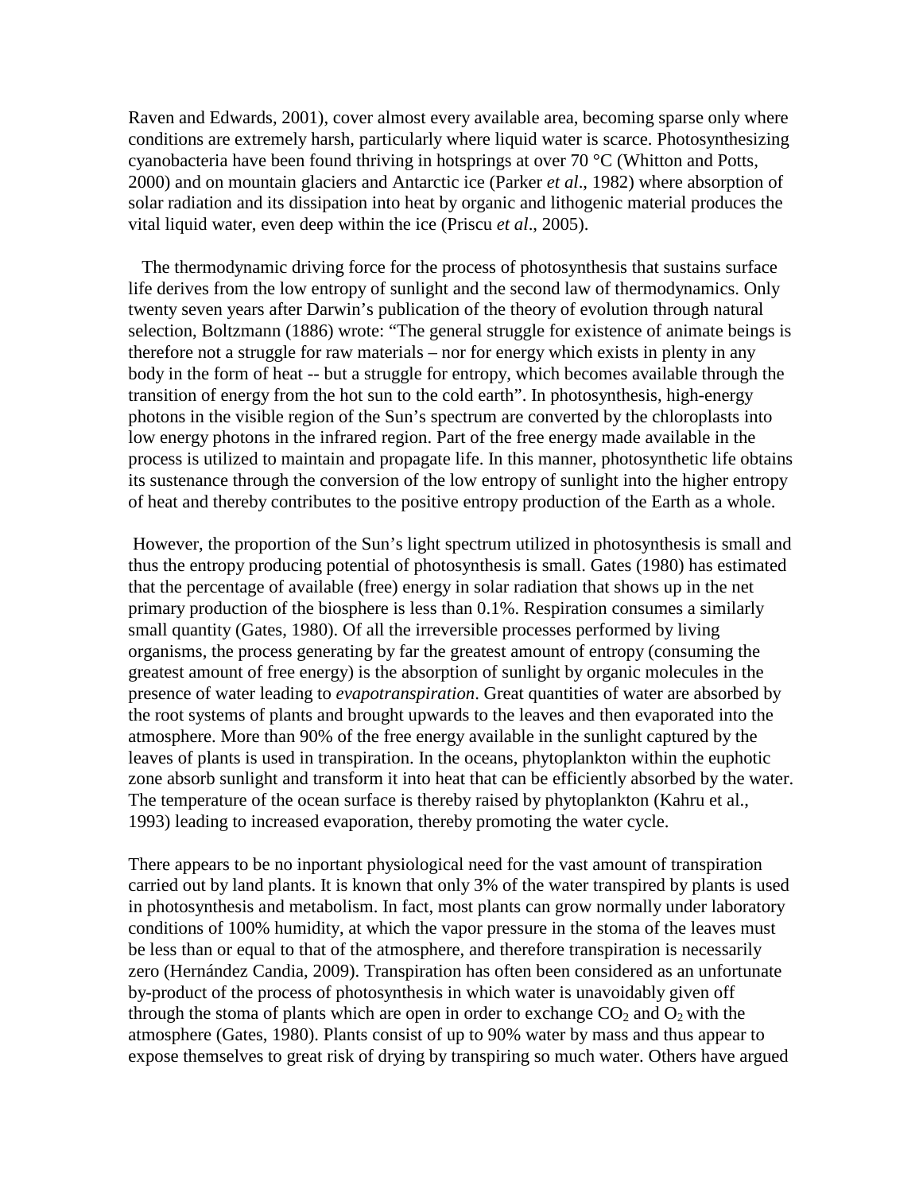Raven and Edwards, 2001), cover almost every available area, becoming sparse only where conditions are extremely harsh, particularly where liquid water is scarce. Photosynthesizing cyanobacteria have been found thriving in hotsprings at over 70 °C (Whitton and Potts, 2000) and on mountain glaciers and Antarctic ice (Parker *et al*., 1982) where absorption of solar radiation and its dissipation into heat by organic and lithogenic material produces the vital liquid water, even deep within the ice (Priscu *et al*., 2005).

The thermodynamic driving force for the process of photosynthesis that sustains surface life derives from the low entropy of sunlight and the second law of thermodynamics. Only twenty seven years after Darwin's publication of the theory of evolution through natural selection, Boltzmann (1886) wrote: "The general struggle for existence of animate beings is therefore not a struggle for raw materials – nor for energy which exists in plenty in any body in the form of heat -- but a struggle for entropy, which becomes available through the transition of energy from the hot sun to the cold earth". In photosynthesis, high-energy photons in the visible region of the Sun's spectrum are converted by the chloroplasts into low energy photons in the infrared region. Part of the free energy made available in the process is utilized to maintain and propagate life. In this manner, photosynthetic life obtains its sustenance through the conversion of the low entropy of sunlight into the higher entropy of heat and thereby contributes to the positive entropy production of the Earth as a whole.

However, the proportion of the Sun's light spectrum utilized in photosynthesis is small and thus the entropy producing potential of photosynthesis is small. Gates (1980) has estimated that the percentage of available (free) energy in solar radiation that shows up in the net primary production of the biosphere is less than 0.1%. Respiration consumes a similarly small quantity (Gates, 1980). Of all the irreversible processes performed by living organisms, the process generating by far the greatest amount of entropy (consuming the greatest amount of free energy) is the absorption of sunlight by organic molecules in the presence of water leading to *evapotranspiration*. Great quantities of water are absorbed by the root systems of plants and brought upwards to the leaves and then evaporated into the atmosphere. More than 90% of the free energy available in the sunlight captured by the leaves of plants is used in transpiration. In the oceans, phytoplankton within the euphotic zone absorb sunlight and transform it into heat that can be efficiently absorbed by the water. The temperature of the ocean surface is thereby raised by phytoplankton (Kahru et al., 1993) leading to increased evaporation, thereby promoting the water cycle.

There appears to be no inportant physiological need for the vast amount of transpiration carried out by land plants. It is known that only 3% of the water transpired by plants is used in photosynthesis and metabolism. In fact, most plants can grow normally under laboratory conditions of 100% humidity, at which the vapor pressure in the stoma of the leaves must be less than or equal to that of the atmosphere, and therefore transpiration is necessarily zero (Hernández Candia, 2009). Transpiration has often been considered as an unfortunate by-product of the process of photosynthesis in which water is unavoidably given off through the stoma of plants which are open in order to exchange $CO_2$ and $O_2$ with the atmosphere (Gates, 1980). Plants consist of up to 90% water by mass and thus appear to expose themselves to great risk of drying by transpiring so much water. Others have argued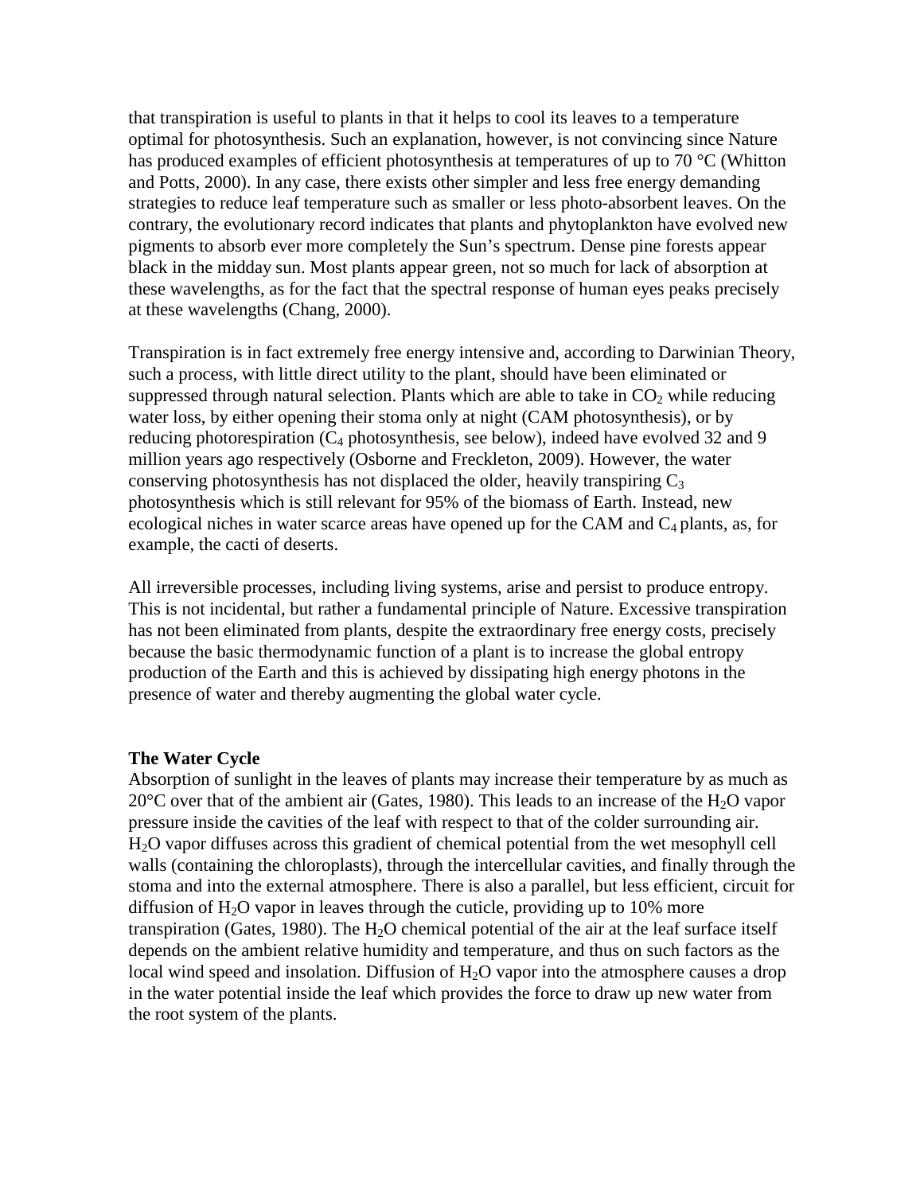that transpiration is useful to plants in that it helps to cool its leaves to a temperature optimal for photosynthesis. Such an explanation, however, is not convincing since Nature has produced examples of efficient photosynthesis at temperatures of up to 70 °C (Whitton and Potts, 2000). In any case, there exists other simpler and less free energy demanding strategies to reduce leaf temperature such as smaller or less photo-absorbent leaves. On the contrary, the evolutionary record indicates that plants and phytoplankton have evolved new pigments to absorb ever more completely the Sun's spectrum. Dense pine forests appear black in the midday sun. Most plants appear green, not so much for lack of absorption at these wavelengths, as for the fact that the spectral response of human eyes peaks precisely at these wavelengths (Chang, 2000).

Transpiration is in fact extremely free energy intensive and, according to Darwinian Theory, such a process, with little direct utility to the plant, should have been eliminated or suppressed through natural selection. Plants which are able to take in $CO_2$ while reducing water loss, by either opening their stoma only at night (CAM photosynthesis), or by reducing photorespiration ($C_4$ photosynthesis, see below), indeed have evolved 32 and 9 million years ago respectively (Osborne and Freckleton, 2009). However, the water conserving photosynthesis has not displaced the older, heavily transpiring $C_3$ photosynthesis which is still relevant for 95% of the biomass of Earth. Instead, new ecological niches in water scarce areas have opened up for the CAM and $C_4$ plants, as, for example, the cacti of deserts.

All irreversible processes, including living systems, arise and persist to produce entropy. This is not incidental, but rather a fundamental principle of Nature. Excessive transpiration has not been eliminated from plants, despite the extraordinary free energy costs, precisely because the basic thermodynamic function of a plant is to increase the global entropy production of the Earth and this is achieved by dissipating high energy photons in the presence of water and thereby augmenting the global water cycle.

## The Water Cycle

Absorption of sunlight in the leaves of plants may increase their temperature by as much as 20°C over that of the ambient air (Gates, 1980). This leads to an increase of the $H_2O$ vapor pressure inside the cavities of the leaf with respect to that of the colder surrounding air. $H_2O$ vapor diffuses across this gradient of chemical potential from the wet mesophyll cell walls (containing the chloroplasts), through the intercellular cavities, and finally through the stoma and into the external atmosphere. There is also a parallel, but less efficient, circuit for diffusion of $H_2O$ vapor in leaves through the cuticle, providing up to 10% more transpiration (Gates, 1980). The $H_2O$ chemical potential of the air at the leaf surface itself depends on the ambient relative humidity and temperature, and thus on such factors as the local wind speed and insolation. Diffusion of $H_2O$ vapor into the atmosphere causes a drop in the water potential inside the leaf which provides the force to draw up new water from the root system of the plants.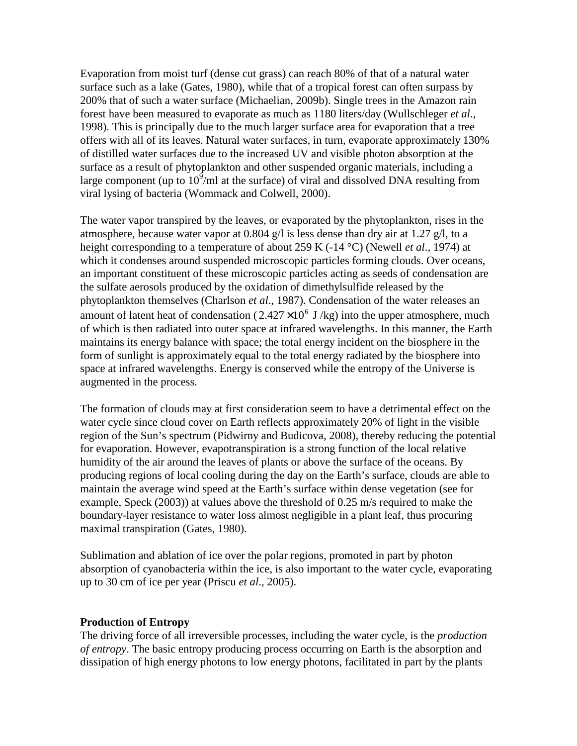Evaporation from moist turf (dense cut grass) can reach 80% of that of a natural water surface such as a lake (Gates, 1980), while that of a tropical forest can often surpass by 200% that of such a water surface (Michaelian, 2009b). Single trees in the Amazon rain forest have been measured to evaporate as much as 1180 liters/day (Wullschleger *et al*., 1998). This is principally due to the much larger surface area for evaporation that a tree offers with all of its leaves. Natural water surfaces, in turn, evaporate approximately 130% of distilled water surfaces due to the increased UV and visible photon absorption at the surface as a result of phytoplankton and other suspended organic materials, including a large component (up to $10^9$/ml at the surface) of viral and dissolved DNA resulting from viral lysing of bacteria (Wommack and Colwell, 2000).

The water vapor transpired by the leaves, or evaporated by the phytoplankton, rises in the atmosphere, because water vapor at 0.804 g/l is less dense than dry air at 1.27 g/l, to a height corresponding to a temperature of about 259 K (-14 °C) (Newell *et al*., 1974) at which it condenses around suspended microscopic particles forming clouds. Over oceans, an important constituent of these microscopic particles acting as seeds of condensation are the sulfate aerosols produced by the oxidation of dimethylsulfide released by the phytoplankton themselves (Charlson *et al*., 1987). Condensation of the water releases an amount of latent heat of condensation ($2.427 \times 10^6$ J /kg) into the upper atmosphere, much of which is then radiated into outer space at infrared wavelengths. In this manner, the Earth maintains its energy balance with space; the total energy incident on the biosphere in the form of sunlight is approximately equal to the total energy radiated by the biosphere into space at infrared wavelengths. Energy is conserved while the entropy of the Universe is augmented in the process.

The formation of clouds may at first consideration seem to have a detrimental effect on the water cycle since cloud cover on Earth reflects approximately 20% of light in the visible region of the Sun's spectrum (Pidwirny and Budicova, 2008), thereby reducing the potential for evaporation. However, evapotranspiration is a strong function of the local relative humidity of the air around the leaves of plants or above the surface of the oceans. By producing regions of local cooling during the day on the Earth's surface, clouds are able to maintain the average wind speed at the Earth's surface within dense vegetation (see for example, Speck (2003)) at values above the threshold of 0.25 m/s required to make the boundary-layer resistance to water loss almost negligible in a plant leaf, thus procuring maximal transpiration (Gates, 1980).

Sublimation and ablation of ice over the polar regions, promoted in part by photon absorption of cyanobacteria within the ice, is also important to the water cycle, evaporating up to 30 cm of ice per year (Priscu *et al*., 2005).

**Production of Entropy**

The driving force of all irreversible processes, including the water cycle, is the *production of entropy*. The basic entropy producing process occurring on Earth is the absorption and dissipation of high energy photons to low energy photons, facilitated in part by the plants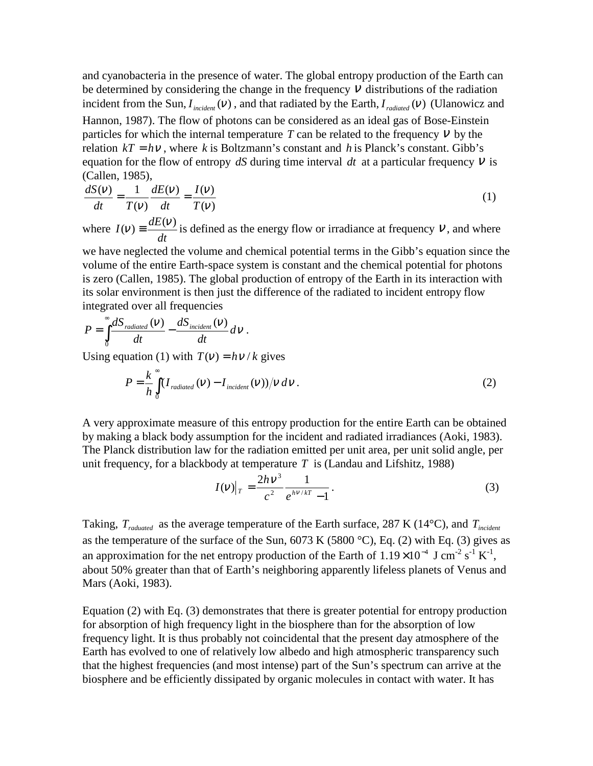and cyanobacteria in the presence of water. The global entropy production of the Earth can be determined by considering the change in the frequency $\nu$ distributions of the radiation incident from the Sun, $I_{incident}(\nu)$, and that radiated by the Earth, $I_{radiated}(\nu)$ (Ulanowicz and Hannon, 1987). The flow of photons can be considered as an ideal gas of Bose-Einstein particles for which the internal temperature $T$ can be related to the frequency $\nu$ by the relation $kT = h\nu$, where $k$ is Boltzmann's constant and $h$ is Planck's constant. Gibb's equation for the flow of entropy $dS$ during time interval $dt$ at a particular frequency $\nu$ is (Callen, 1985),

$$\frac{dS(\nu)}{dt} = \frac{1}{T(\nu)}\frac{dE(\nu)}{dt} = \frac{I(\nu)}{T(\nu)} \tag{1}$$

where $I(\nu) \equiv \frac{dE(\nu)}{dt}$ is defined as the energy flow or irradiance at frequency $\nu$, and where we have neglected the volume and chemical potential terms in the Gibb's equation since the volume of the entire Earth-space system is constant and the chemical potential for photons is zero (Callen, 1985). The global production of entropy of the Earth in its interaction with its solar environment is then just the difference of the radiated to incident entropy flow integrated over all frequencies

$$P = \int_0^\infty \frac{dS_{radiated}(\nu)}{dt} - \frac{dS_{incident}(\nu)}{dt}\, d\nu \,.$$

Using equation (1) with $T(\nu) = h\nu / k$ gives

$$P = \frac{k}{h}\int_0^\infty (I_{radiated}(\nu) - I_{incident}(\nu))/\nu \, d\nu \,. \tag{2}$$

A very approximate measure of this entropy production for the entire Earth can be obtained by making a black body assumption for the incident and radiated irradiances (Aoki, 1983). The Planck distribution law for the radiation emitted per unit area, per unit solid angle, per unit frequency, for a blackbody at temperature $T$ is (Landau and Lifshitz, 1988)

$$I(\nu)\big|_T = \frac{2h\nu^3}{c^2}\frac{1}{e^{h\nu/kT} - 1} \,. \tag{3}$$

Taking, $T_{raduated}$ as the average temperature of the Earth surface, 287 K (14°C), and $T_{incident}$ as the temperature of the surface of the Sun, 6073 K (5800 °C), Eq. (2) with Eq. (3) gives as an approximation for the net entropy production of the Earth of $1.19 \times 10^{-4}$ J cm$^{-2}$ s$^{-1}$ K$^{-1}$, about 50% greater than that of Earth's neighboring apparently lifeless planets of Venus and Mars (Aoki, 1983).

Equation (2) with Eq. (3) demonstrates that there is greater potential for entropy production for absorption of high frequency light in the biosphere than for the absorption of low frequency light. It is thus probably not coincidental that the present day atmosphere of the Earth has evolved to one of relatively low albedo and high atmospheric transparency such that the highest frequencies (and most intense) part of the Sun's spectrum can arrive at the biosphere and be efficiently dissipated by organic molecules in contact with water. It has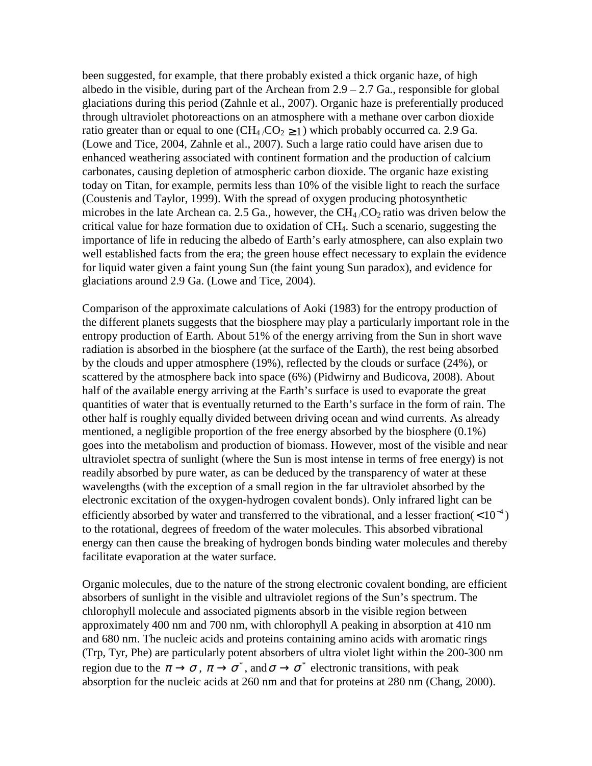been suggested, for example, that there probably existed a thick organic haze, of high albedo in the visible, during part of the Archean from 2.9 – 2.7 Ga., responsible for global glaciations during this period (Zahnle et al., 2007). Organic haze is preferentially produced through ultraviolet photoreactions on an atmosphere with a methane over carbon dioxide ratio greater than or equal to one ($CH_4/CO_2 \geq 1$) which probably occurred ca. 2.9 Ga. (Lowe and Tice, 2004, Zahnle et al., 2007). Such a large ratio could have arisen due to enhanced weathering associated with continent formation and the production of calcium carbonates, causing depletion of atmospheric carbon dioxide. The organic haze existing today on Titan, for example, permits less than 10% of the visible light to reach the surface (Coustenis and Taylor, 1999). With the spread of oxygen producing photosynthetic microbes in the late Archean ca. 2.5 Ga., however, the $CH_4/CO_2$ ratio was driven below the critical value for haze formation due to oxidation of $CH_4$. Such a scenario, suggesting the importance of life in reducing the albedo of Earth's early atmosphere, can also explain two well established facts from the era; the green house effect necessary to explain the evidence for liquid water given a faint young Sun (the faint young Sun paradox), and evidence for glaciations around 2.9 Ga. (Lowe and Tice, 2004).

Comparison of the approximate calculations of Aoki (1983) for the entropy production of the different planets suggests that the biosphere may play a particularly important role in the entropy production of Earth. About 51% of the energy arriving from the Sun in short wave radiation is absorbed in the biosphere (at the surface of the Earth), the rest being absorbed by the clouds and upper atmosphere (19%), reflected by the clouds or surface (24%), or scattered by the atmosphere back into space (6%) (Pidwirny and Budicova, 2008). About half of the available energy arriving at the Earth's surface is used to evaporate the great quantities of water that is eventually returned to the Earth's surface in the form of rain. The other half is roughly equally divided between driving ocean and wind currents. As already mentioned, a negligible proportion of the free energy absorbed by the biosphere (0.1%) goes into the metabolism and production of biomass. However, most of the visible and near ultraviolet spectra of sunlight (where the Sun is most intense in terms of free energy) is not readily absorbed by pure water, as can be deduced by the transparency of water at these wavelengths (with the exception of a small region in the far ultraviolet absorbed by the electronic excitation of the oxygen-hydrogen covalent bonds). Only infrared light can be efficiently absorbed by water and transferred to the vibrational, and a lesser fraction($<10^{-4}$) to the rotational, degrees of freedom of the water molecules. This absorbed vibrational energy can then cause the breaking of hydrogen bonds binding water molecules and thereby facilitate evaporation at the water surface.

Organic molecules, due to the nature of the strong electronic covalent bonding, are efficient absorbers of sunlight in the visible and ultraviolet regions of the Sun's spectrum. The chlorophyll molecule and associated pigments absorb in the visible region between approximately 400 nm and 700 nm, with chlorophyll A peaking in absorption at 410 nm and 680 nm. The nucleic acids and proteins containing amino acids with aromatic rings (Trp, Tyr, Phe) are particularly potent absorbers of ultra violet light within the 200-300 nm region due to the $\pi \rightarrow \sigma$, $\pi \rightarrow \sigma^*$, and $\sigma \rightarrow \sigma^*$ electronic transitions, with peak absorption for the nucleic acids at 260 nm and that for proteins at 280 nm (Chang, 2000).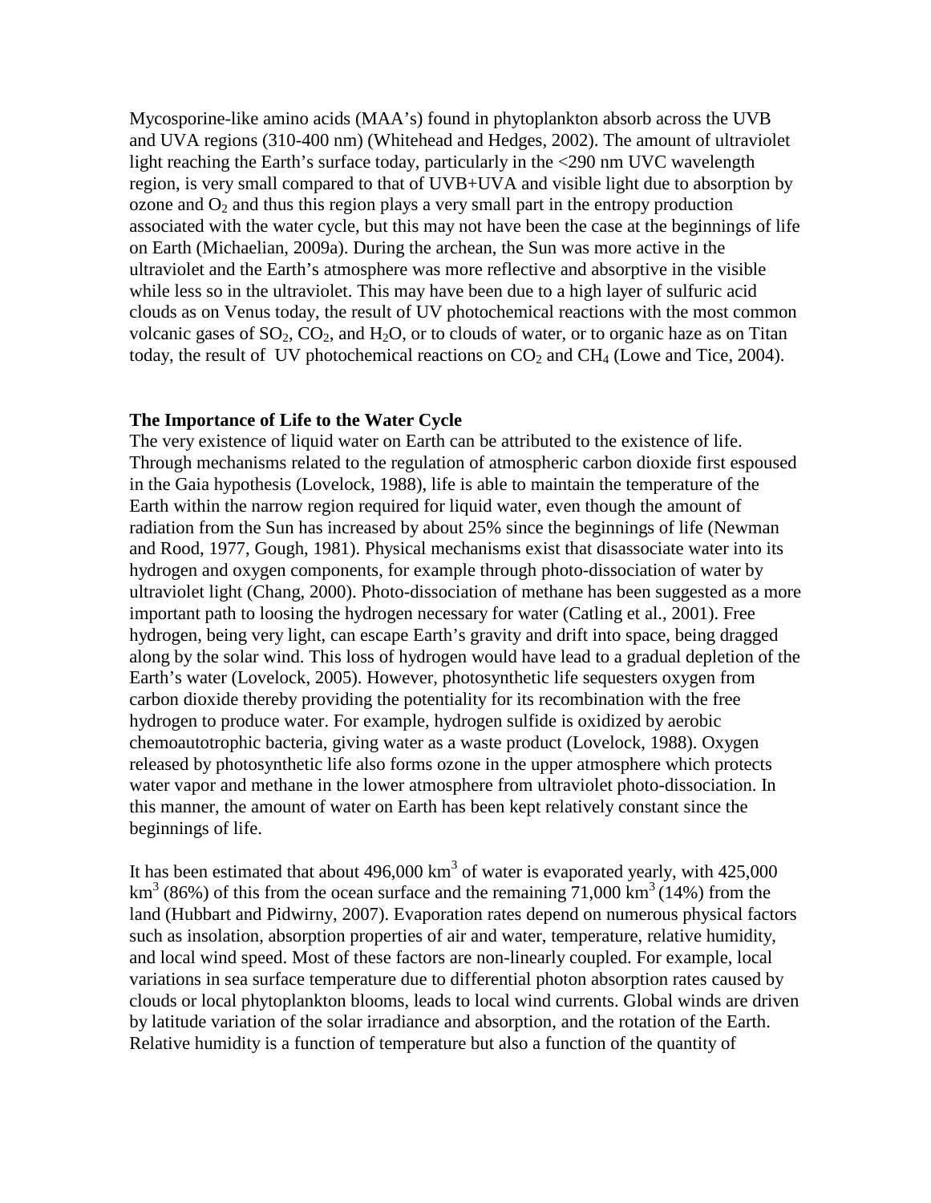Mycosporine-like amino acids (MAA's) found in phytoplankton absorb across the UVB and UVA regions (310-400 nm) (Whitehead and Hedges, 2002). The amount of ultraviolet light reaching the Earth's surface today, particularly in the <290 nm UVC wavelength region, is very small compared to that of UVB+UVA and visible light due to absorption by ozone and $O_2$ and thus this region plays a very small part in the entropy production associated with the water cycle, but this may not have been the case at the beginnings of life on Earth (Michaelian, 2009a). During the archean, the Sun was more active in the ultraviolet and the Earth's atmosphere was more reflective and absorptive in the visible while less so in the ultraviolet. This may have been due to a high layer of sulfuric acid clouds as on Venus today, the result of UV photochemical reactions with the most common volcanic gases of $SO_2$, $CO_2$, and $H_2O$, or to clouds of water, or to organic haze as on Titan today, the result of UV photochemical reactions on $CO_2$ and $CH_4$ (Lowe and Tice, 2004).

**The Importance of Life to the Water Cycle**

The very existence of liquid water on Earth can be attributed to the existence of life. Through mechanisms related to the regulation of atmospheric carbon dioxide first espoused in the Gaia hypothesis (Lovelock, 1988), life is able to maintain the temperature of the Earth within the narrow region required for liquid water, even though the amount of radiation from the Sun has increased by about 25% since the beginnings of life (Newman and Rood, 1977, Gough, 1981). Physical mechanisms exist that disassociate water into its hydrogen and oxygen components, for example through photo-dissociation of water by ultraviolet light (Chang, 2000). Photo-dissociation of methane has been suggested as a more important path to loosing the hydrogen necessary for water (Catling et al., 2001). Free hydrogen, being very light, can escape Earth's gravity and drift into space, being dragged along by the solar wind. This loss of hydrogen would have lead to a gradual depletion of the Earth's water (Lovelock, 2005). However, photosynthetic life sequesters oxygen from carbon dioxide thereby providing the potentiality for its recombination with the free hydrogen to produce water. For example, hydrogen sulfide is oxidized by aerobic chemoautotrophic bacteria, giving water as a waste product (Lovelock, 1988). Oxygen released by photosynthetic life also forms ozone in the upper atmosphere which protects water vapor and methane in the lower atmosphere from ultraviolet photo-dissociation. In this manner, the amount of water on Earth has been kept relatively constant since the beginnings of life.

It has been estimated that about 496,000 $km^3$ of water is evaporated yearly, with 425,000 $km^3$ (86%) of this from the ocean surface and the remaining 71,000 $km^3$ (14%) from the land (Hubbart and Pidwirny, 2007). Evaporation rates depend on numerous physical factors such as insolation, absorption properties of air and water, temperature, relative humidity, and local wind speed. Most of these factors are non-linearly coupled. For example, local variations in sea surface temperature due to differential photon absorption rates caused by clouds or local phytoplankton blooms, leads to local wind currents. Global winds are driven by latitude variation of the solar irradiance and absorption, and the rotation of the Earth. Relative humidity is a function of temperature but also a function of the quantity of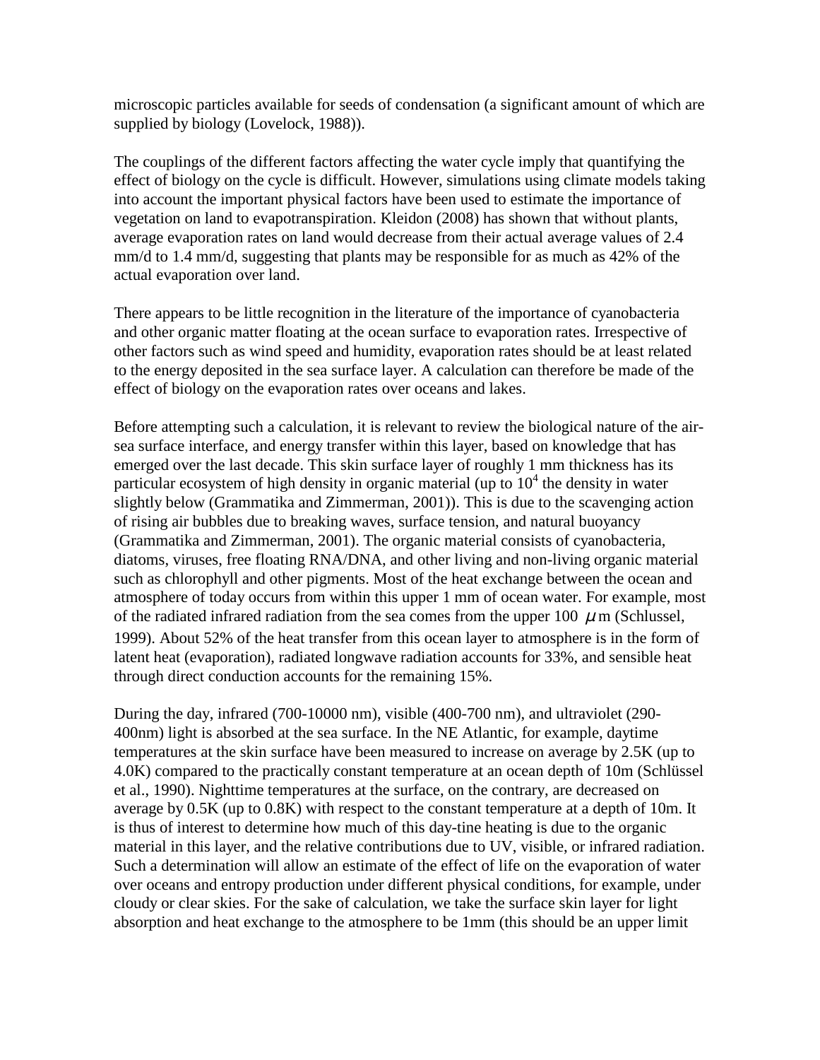microscopic particles available for seeds of condensation (a significant amount of which are supplied by biology (Lovelock, 1988)).

The couplings of the different factors affecting the water cycle imply that quantifying the effect of biology on the cycle is difficult. However, simulations using climate models taking into account the important physical factors have been used to estimate the importance of vegetation on land to evapotranspiration. Kleidon (2008) has shown that without plants, average evaporation rates on land would decrease from their actual average values of 2.4 mm/d to 1.4 mm/d, suggesting that plants may be responsible for as much as 42% of the actual evaporation over land.

There appears to be little recognition in the literature of the importance of cyanobacteria and other organic matter floating at the ocean surface to evaporation rates. Irrespective of other factors such as wind speed and humidity, evaporation rates should be at least related to the energy deposited in the sea surface layer. A calculation can therefore be made of the effect of biology on the evaporation rates over oceans and lakes.

Before attempting such a calculation, it is relevant to review the biological nature of the air-sea surface interface, and energy transfer within this layer, based on knowledge that has emerged over the last decade. This skin surface layer of roughly 1 mm thickness has its particular ecosystem of high density in organic material (up to $10^4$ the density in water slightly below (Grammatika and Zimmerman, 2001)). This is due to the scavenging action of rising air bubbles due to breaking waves, surface tension, and natural buoyancy (Grammatika and Zimmerman, 2001). The organic material consists of cyanobacteria, diatoms, viruses, free floating RNA/DNA, and other living and non-living organic material such as chlorophyll and other pigments. Most of the heat exchange between the ocean and atmosphere of today occurs from within this upper 1 mm of ocean water. For example, most of the radiated infrared radiation from the sea comes from the upper 100 $\mu$m (Schlussel, 1999). About 52% of the heat transfer from this ocean layer to atmosphere is in the form of latent heat (evaporation), radiated longwave radiation accounts for 33%, and sensible heat through direct conduction accounts for the remaining 15%.

During the day, infrared (700-10000 nm), visible (400-700 nm), and ultraviolet (290-400nm) light is absorbed at the sea surface. In the NE Atlantic, for example, daytime temperatures at the skin surface have been measured to increase on average by 2.5K (up to 4.0K) compared to the practically constant temperature at an ocean depth of 10m (Schlüssel et al., 1990). Nighttime temperatures at the surface, on the contrary, are decreased on average by 0.5K (up to 0.8K) with respect to the constant temperature at a depth of 10m. It is thus of interest to determine how much of this day-tine heating is due to the organic material in this layer, and the relative contributions due to UV, visible, or infrared radiation. Such a determination will allow an estimate of the effect of life on the evaporation of water over oceans and entropy production under different physical conditions, for example, under cloudy or clear skies. For the sake of calculation, we take the surface skin layer for light absorption and heat exchange to the atmosphere to be 1mm (this should be an upper limit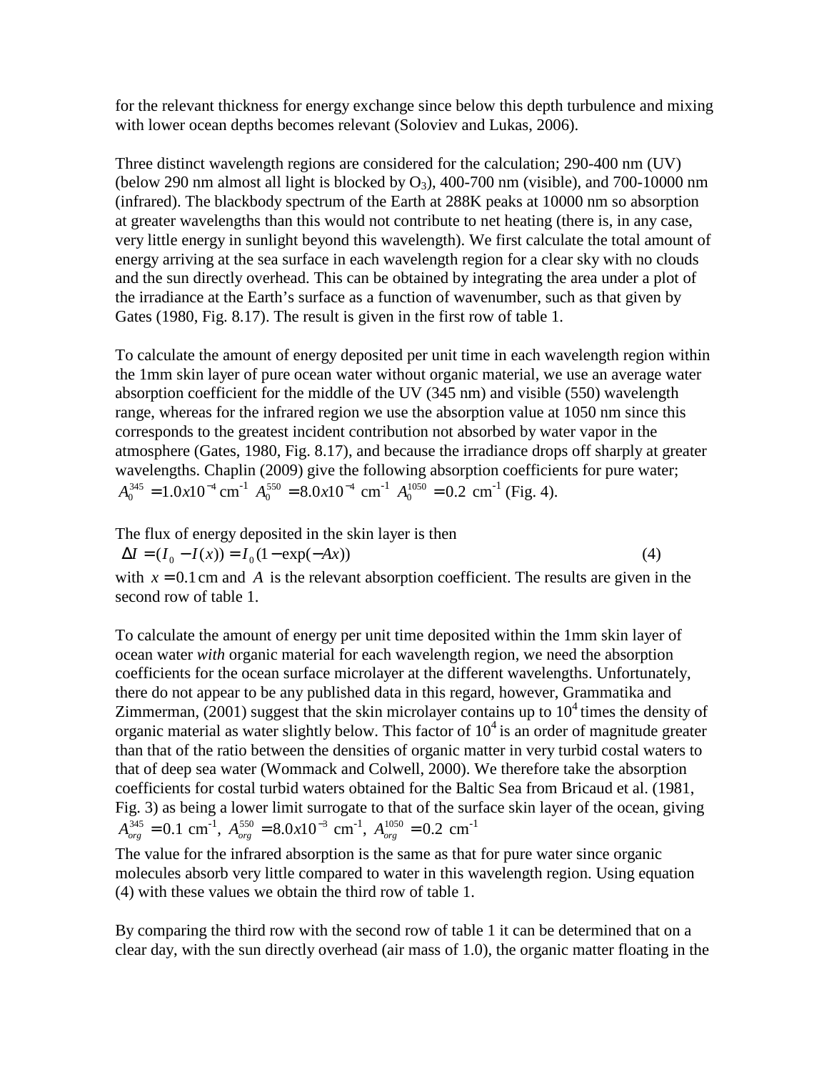for the relevant thickness for energy exchange since below this depth turbulence and mixing with lower ocean depths becomes relevant (Soloviev and Lukas, 2006).

Three distinct wavelength regions are considered for the calculation; 290-400 nm (UV) (below 290 nm almost all light is blocked by $O_3$), 400-700 nm (visible), and 700-10000 nm (infrared). The blackbody spectrum of the Earth at 288K peaks at 10000 nm so absorption at greater wavelengths than this would not contribute to net heating (there is, in any case, very little energy in sunlight beyond this wavelength). We first calculate the total amount of energy arriving at the sea surface in each wavelength region for a clear sky with no clouds and the sun directly overhead. This can be obtained by integrating the area under a plot of the irradiance at the Earth's surface as a function of wavenumber, such as that given by Gates (1980, Fig. 8.17). The result is given in the first row of table 1.

To calculate the amount of energy deposited per unit time in each wavelength region within the 1mm skin layer of pure ocean water without organic material, we use an average water absorption coefficient for the middle of the UV (345 nm) and visible (550) wavelength range, whereas for the infrared region we use the absorption value at 1050 nm since this corresponds to the greatest incident contribution not absorbed by water vapor in the atmosphere (Gates, 1980, Fig. 8.17), and because the irradiance drops off sharply at greater wavelengths. Chaplin (2009) give the following absorption coefficients for pure water; $A_0^{345} = 1.0x10^{-4}$ cm$^{-1}$ $A_0^{550} = 8.0x10^{-4}$ cm$^{-1}$ $A_0^{1050} = 0.2$ cm$^{-1}$ (Fig. 4).

The flux of energy deposited in the skin layer is then

$$\Delta I = (I_0 - I(x)) = I_0(1 - \exp(-Ax)) \tag{4}$$

with $x = 0.1$ cm and $A$ is the relevant absorption coefficient. The results are given in the second row of table 1.

To calculate the amount of energy per unit time deposited within the 1mm skin layer of ocean water *with* organic material for each wavelength region, we need the absorption coefficients for the ocean surface microlayer at the different wavelengths. Unfortunately, there do not appear to be any published data in this regard, however, Grammatika and Zimmerman, (2001) suggest that the skin microlayer contains up to $10^4$ times the density of organic material as water slightly below. This factor of $10^4$ is an order of magnitude greater than that of the ratio between the densities of organic matter in very turbid costal waters to that of deep sea water (Wommack and Colwell, 2000). We therefore take the absorption coefficients for costal turbid waters obtained for the Baltic Sea from Bricaud et al. (1981, Fig. 3) as being a lower limit surrogate to that of the surface skin layer of the ocean, giving $A_{org}^{345} = 0.1$ cm$^{-1}$, $A_{org}^{550} = 8.0x10^{-3}$ cm$^{-1}$, $A_{org}^{1050} = 0.2$ cm$^{-1}$

The value for the infrared absorption is the same as that for pure water since organic molecules absorb very little compared to water in this wavelength region. Using equation (4) with these values we obtain the third row of table 1.

By comparing the third row with the second row of table 1 it can be determined that on a clear day, with the sun directly overhead (air mass of 1.0), the organic matter floating in the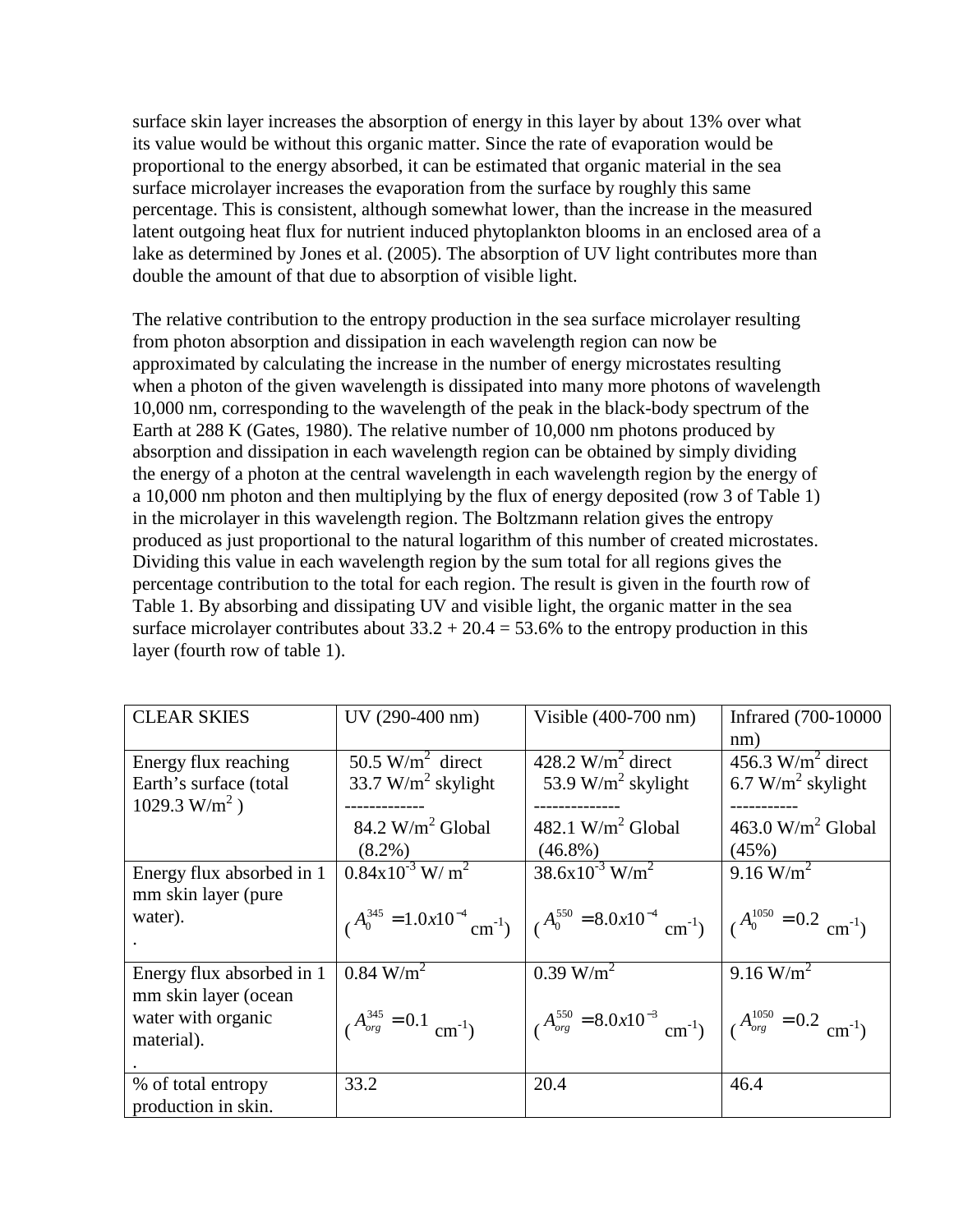surface skin layer increases the absorption of energy in this layer by about 13% over what its value would be without this organic matter. Since the rate of evaporation would be proportional to the energy absorbed, it can be estimated that organic material in the sea surface microlayer increases the evaporation from the surface by roughly this same percentage. This is consistent, although somewhat lower, than the increase in the measured latent outgoing heat flux for nutrient induced phytoplankton blooms in an enclosed area of a lake as determined by Jones et al. (2005). The absorption of UV light contributes more than double the amount of that due to absorption of visible light.

The relative contribution to the entropy production in the sea surface microlayer resulting from photon absorption and dissipation in each wavelength region can now be approximated by calculating the increase in the number of energy microstates resulting when a photon of the given wavelength is dissipated into many more photons of wavelength 10,000 nm, corresponding to the wavelength of the peak in the black-body spectrum of the Earth at 288 K (Gates, 1980). The relative number of 10,000 nm photons produced by absorption and dissipation in each wavelength region can be obtained by simply dividing the energy of a photon at the central wavelength in each wavelength region by the energy of a 10,000 nm photon and then multiplying by the flux of energy deposited (row 3 of Table 1) in the microlayer in this wavelength region. The Boltzmann relation gives the entropy produced as just proportional to the natural logarithm of this number of created microstates. Dividing this value in each wavelength region by the sum total for all regions gives the percentage contribution to the total for each region. The result is given in the fourth row of Table 1. By absorbing and dissipating UV and visible light, the organic matter in the sea surface microlayer contributes about 33.2 + 20.4 = 53.6% to the entropy production in this layer (fourth row of table 1).

| CLEAR SKIES | UV (290-400 nm) | Visible (400-700 nm) | Infrared (700-10000 nm) |
|---|---|---|---|
| Energy flux reaching Earth's surface (total 1029.3 $W/m^2$) | 50.5 $W/m^2$ direct<br>33.7 $W/m^2$ skylight<br>-------------<br>84.2 $W/m^2$ Global<br>(8.2%) | 428.2 $W/m^2$ direct<br>53.9 $W/m^2$ skylight<br>--------------<br>482.1 $W/m^2$ Global<br>(46.8%) | 456.3 $W/m^2$ direct<br>6.7 $W/m^2$ skylight<br>-----------<br>463.0 $W/m^2$ Global<br>(45%) |
| Energy flux absorbed in 1 mm skin layer (pure water).<br>. | $0.84x10^{-3}$ $W/m^2$<br>($A_0^{345} = 1.0x10^{-4}$ $cm^{-1}$) | $38.6x10^{-3}$ $W/m^2$<br>($A_0^{550} = 8.0x10^{-4}$ $cm^{-1}$) | 9.16 $W/m^2$<br>($A_0^{1050} = 0.2$ $cm^{-1}$) |
| Energy flux absorbed in 1 mm skin layer (ocean water with organic material).<br>. | 0.84 $W/m^2$<br>($A_{org}^{345} = 0.1$ $cm^{-1}$) | 0.39 $W/m^2$<br>($A_{org}^{550} = 8.0x10^{-3}$ $cm^{-1}$) | 9.16 $W/m^2$<br>($A_{org}^{1050} = 0.2$ $cm^{-1}$) |
| % of total entropy production in skin. | 33.2 | 20.4 | 46.4 |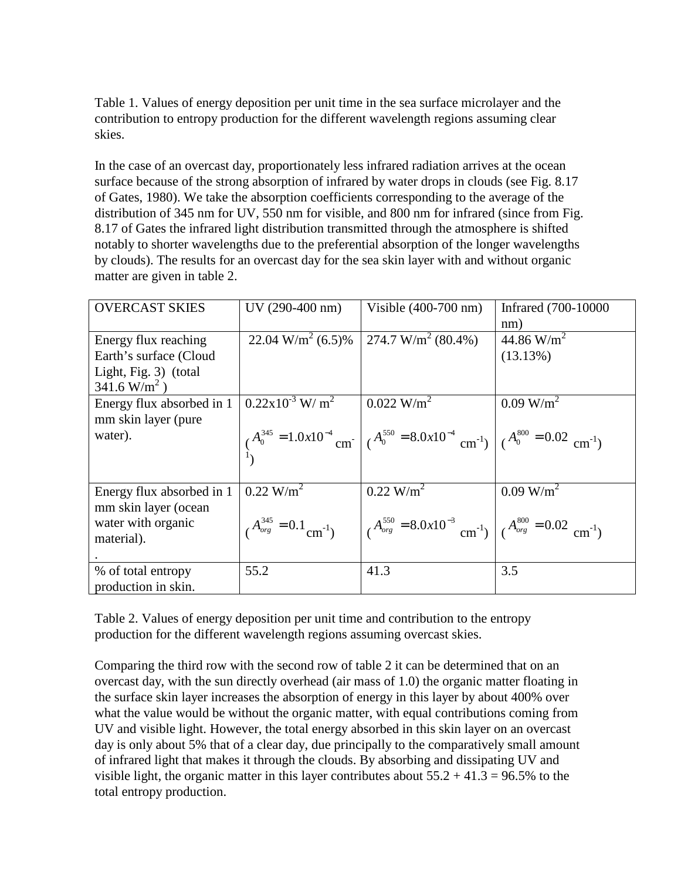Table 1. Values of energy deposition per unit time in the sea surface microlayer and the contribution to entropy production for the different wavelength regions assuming clear skies.

In the case of an overcast day, proportionately less infrared radiation arrives at the ocean surface because of the strong absorption of infrared by water drops in clouds (see Fig. 8.17 of Gates, 1980). We take the absorption coefficients corresponding to the average of the distribution of 345 nm for UV, 550 nm for visible, and 800 nm for infrared (since from Fig. 8.17 of Gates the infrared light distribution transmitted through the atmosphere is shifted notably to shorter wavelengths due to the preferential absorption of the longer wavelengths by clouds). The results for an overcast day for the sea skin layer with and without organic matter are given in table 2.

| OVERCAST SKIES | UV (290-400 nm) | Visible (400-700 nm) | Infrared (700-10000 nm) |
|---|---|---|---|
| Energy flux reaching Earth's surface (Cloud Light, Fig. 3) (total 341.6 $W/m^2$ ) | 22.04 $W/m^2$ (6.5)% | 274.7 $W/m^2$ (80.4%) | 44.86 $W/m^2$ (13.13%) |
| Energy flux absorbed in 1 mm skin layer (pure water). | $0.22 x 10^{-3}$ $W/m^2$ ($A_0^{345} = 1.0x10^{-4}$ $cm^{-1}$) | 0.022 $W/m^2$ ($A_0^{550} = 8.0x10^{-4}$ $cm^{-1}$) | 0.09 $W/m^2$ ($A_0^{800} = 0.02$ $cm^{-1}$) |
| Energy flux absorbed in 1 mm skin layer (ocean water with organic material). . | 0.22 $W/m^2$ ($A_{org}^{345} = 0.1$ $cm^{-1}$) | 0.22 $W/m^2$ ($A_{org}^{550} = 8.0x10^{-3}$ $cm^{-1}$) | 0.09 $W/m^2$ ($A_{org}^{800} = 0.02$ $cm^{-1}$) |
| % of total entropy production in skin. | 55.2 | 41.3 | 3.5 |

Table 2. Values of energy deposition per unit time and contribution to the entropy production for the different wavelength regions assuming overcast skies.

Comparing the third row with the second row of table 2 it can be determined that on an overcast day, with the sun directly overhead (air mass of 1.0) the organic matter floating in the surface skin layer increases the absorption of energy in this layer by about 400% over what the value would be without the organic matter, with equal contributions coming from UV and visible light. However, the total energy absorbed in this skin layer on an overcast day is only about 5% that of a clear day, due principally to the comparatively small amount of infrared light that makes it through the clouds. By absorbing and dissipating UV and visible light, the organic matter in this layer contributes about 55.2 + 41.3 = 96.5% to the total entropy production.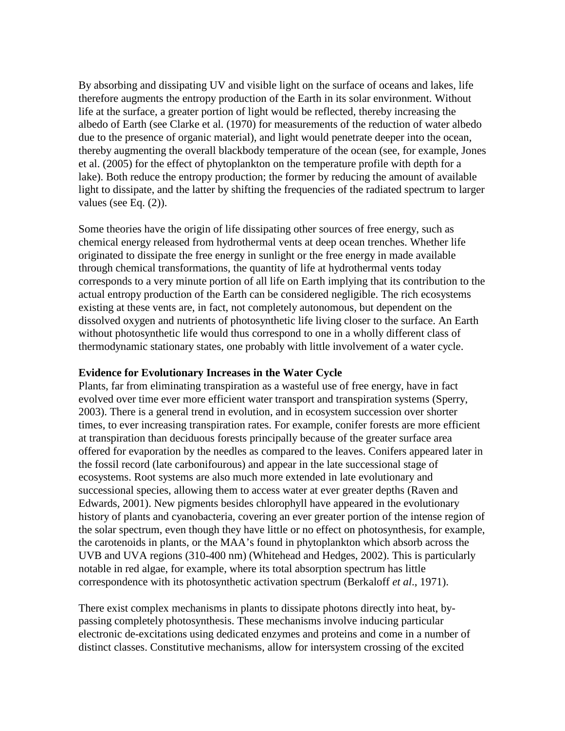By absorbing and dissipating UV and visible light on the surface of oceans and lakes, life therefore augments the entropy production of the Earth in its solar environment. Without life at the surface, a greater portion of light would be reflected, thereby increasing the albedo of Earth (see Clarke et al. (1970) for measurements of the reduction of water albedo due to the presence of organic material), and light would penetrate deeper into the ocean, thereby augmenting the overall blackbody temperature of the ocean (see, for example, Jones et al. (2005) for the effect of phytoplankton on the temperature profile with depth for a lake). Both reduce the entropy production; the former by reducing the amount of available light to dissipate, and the latter by shifting the frequencies of the radiated spectrum to larger values (see Eq. (2)).

Some theories have the origin of life dissipating other sources of free energy, such as chemical energy released from hydrothermal vents at deep ocean trenches. Whether life originated to dissipate the free energy in sunlight or the free energy in made available through chemical transformations, the quantity of life at hydrothermal vents today corresponds to a very minute portion of all life on Earth implying that its contribution to the actual entropy production of the Earth can be considered negligible. The rich ecosystems existing at these vents are, in fact, not completely autonomous, but dependent on the dissolved oxygen and nutrients of photosynthetic life living closer to the surface. An Earth without photosynthetic life would thus correspond to one in a wholly different class of thermodynamic stationary states, one probably with little involvement of a water cycle.

**Evidence for Evolutionary Increases in the Water Cycle**

Plants, far from eliminating transpiration as a wasteful use of free energy, have in fact evolved over time ever more efficient water transport and transpiration systems (Sperry, 2003). There is a general trend in evolution, and in ecosystem succession over shorter times, to ever increasing transpiration rates. For example, conifer forests are more efficient at transpiration than deciduous forests principally because of the greater surface area offered for evaporation by the needles as compared to the leaves. Conifers appeared later in the fossil record (late carbonifourous) and appear in the late successional stage of ecosystems. Root systems are also much more extended in late evolutionary and successional species, allowing them to access water at ever greater depths (Raven and Edwards, 2001). New pigments besides chlorophyll have appeared in the evolutionary history of plants and cyanobacteria, covering an ever greater portion of the intense region of the solar spectrum, even though they have little or no effect on photosynthesis, for example, the carotenoids in plants, or the MAA's found in phytoplankton which absorb across the UVB and UVA regions (310-400 nm) (Whitehead and Hedges, 2002). This is particularly notable in red algae, for example, where its total absorption spectrum has little correspondence with its photosynthetic activation spectrum (Berkaloff *et al*., 1971).

There exist complex mechanisms in plants to dissipate photons directly into heat, by-passing completely photosynthesis. These mechanisms involve inducing particular electronic de-excitations using dedicated enzymes and proteins and come in a number of distinct classes. Constitutive mechanisms, allow for intersystem crossing of the excited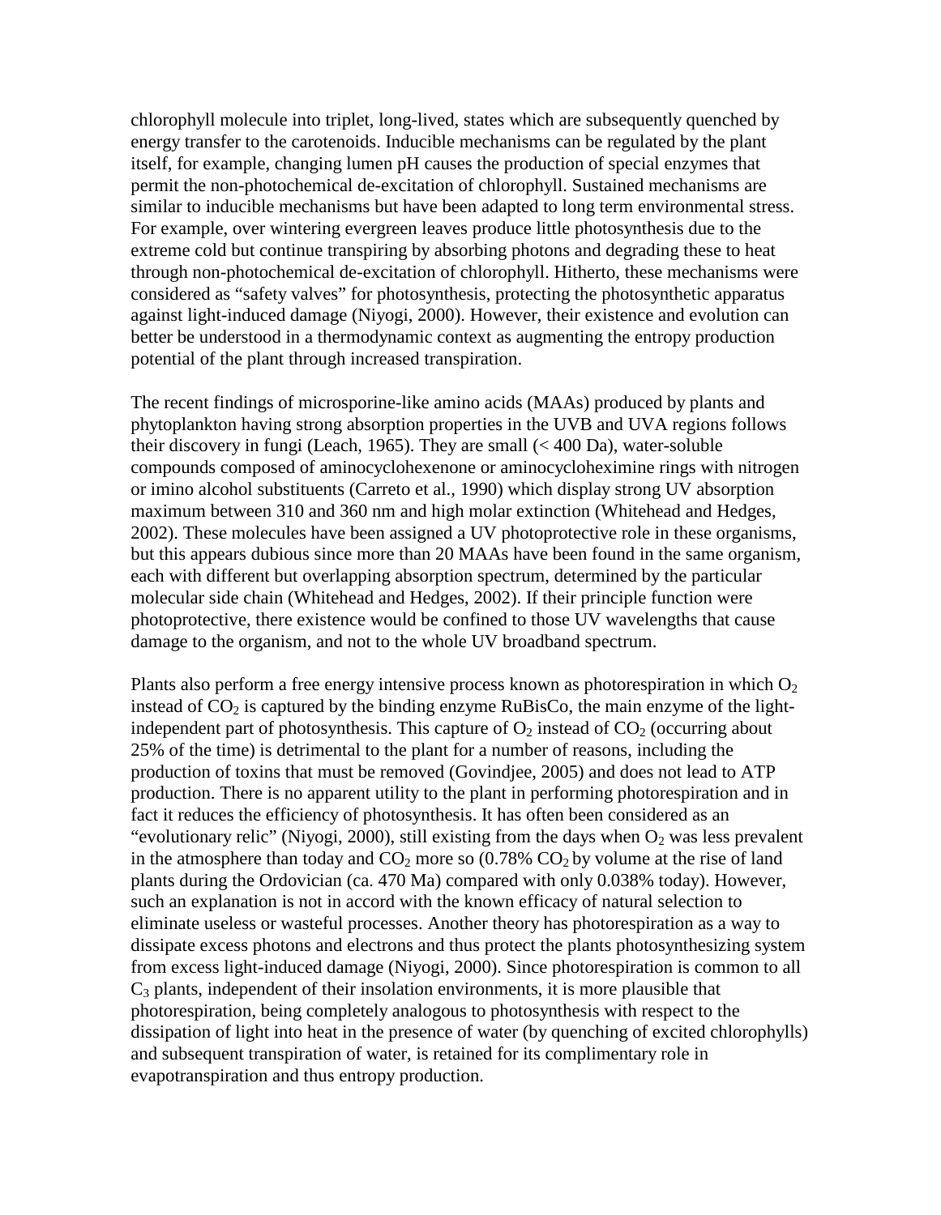chlorophyll molecule into triplet, long-lived, states which are subsequently quenched by energy transfer to the carotenoids. Inducible mechanisms can be regulated by the plant itself, for example, changing lumen pH causes the production of special enzymes that permit the non-photochemical de-excitation of chlorophyll. Sustained mechanisms are similar to inducible mechanisms but have been adapted to long term environmental stress. For example, over wintering evergreen leaves produce little photosynthesis due to the extreme cold but continue transpiring by absorbing photons and degrading these to heat through non-photochemical de-excitation of chlorophyll. Hitherto, these mechanisms were considered as "safety valves" for photosynthesis, protecting the photosynthetic apparatus against light-induced damage (Niyogi, 2000). However, their existence and evolution can better be understood in a thermodynamic context as augmenting the entropy production potential of the plant through increased transpiration.

The recent findings of microsporine-like amino acids (MAAs) produced by plants and phytoplankton having strong absorption properties in the UVB and UVA regions follows their discovery in fungi (Leach, 1965). They are small (< 400 Da), water-soluble compounds composed of aminocyclohexenone or aminocycloheximine rings with nitrogen or imino alcohol substituents (Carreto et al., 1990) which display strong UV absorption maximum between 310 and 360 nm and high molar extinction (Whitehead and Hedges, 2002). These molecules have been assigned a UV photoprotective role in these organisms, but this appears dubious since more than 20 MAAs have been found in the same organism, each with different but overlapping absorption spectrum, determined by the particular molecular side chain (Whitehead and Hedges, 2002). If their principle function were photoprotective, there existence would be confined to those UV wavelengths that cause damage to the organism, and not to the whole UV broadband spectrum.

Plants also perform a free energy intensive process known as photorespiration in which $O_2$ instead of $CO_2$ is captured by the binding enzyme RuBisCo, the main enzyme of the light-independent part of photosynthesis. This capture of $O_2$ instead of $CO_2$ (occurring about 25% of the time) is detrimental to the plant for a number of reasons, including the production of toxins that must be removed (Govindjee, 2005) and does not lead to ATP production. There is no apparent utility to the plant in performing photorespiration and in fact it reduces the efficiency of photosynthesis. It has often been considered as an "evolutionary relic" (Niyogi, 2000), still existing from the days when $O_2$ was less prevalent in the atmosphere than today and $CO_2$ more so (0.78% $CO_2$ by volume at the rise of land plants during the Ordovician (ca. 470 Ma) compared with only 0.038% today). However, such an explanation is not in accord with the known efficacy of natural selection to eliminate useless or wasteful processes. Another theory has photorespiration as a way to dissipate excess photons and electrons and thus protect the plants photosynthesizing system from excess light-induced damage (Niyogi, 2000). Since photorespiration is common to all $C_3$ plants, independent of their insolation environments, it is more plausible that photorespiration, being completely analogous to photosynthesis with respect to the dissipation of light into heat in the presence of water (by quenching of excited chlorophylls) and subsequent transpiration of water, is retained for its complimentary role in evapotranspiration and thus entropy production.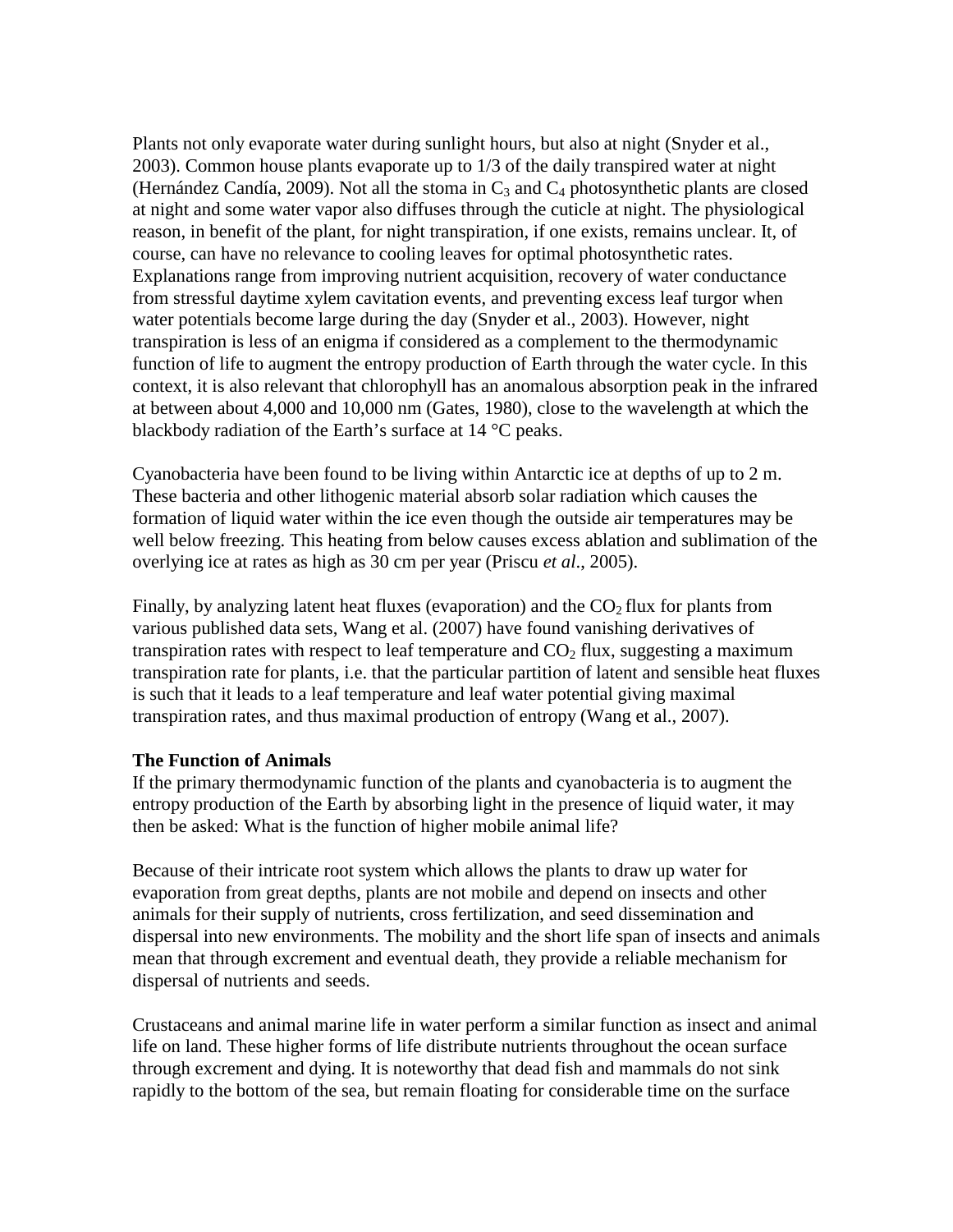Plants not only evaporate water during sunlight hours, but also at night (Snyder et al., 2003). Common house plants evaporate up to 1/3 of the daily transpired water at night (Hernández Candía, 2009). Not all the stoma in $C_3$ and $C_4$ photosynthetic plants are closed at night and some water vapor also diffuses through the cuticle at night. The physiological reason, in benefit of the plant, for night transpiration, if one exists, remains unclear. It, of course, can have no relevance to cooling leaves for optimal photosynthetic rates. Explanations range from improving nutrient acquisition, recovery of water conductance from stressful daytime xylem cavitation events, and preventing excess leaf turgor when water potentials become large during the day (Snyder et al., 2003). However, night transpiration is less of an enigma if considered as a complement to the thermodynamic function of life to augment the entropy production of Earth through the water cycle. In this context, it is also relevant that chlorophyll has an anomalous absorption peak in the infrared at between about 4,000 and 10,000 nm (Gates, 1980), close to the wavelength at which the blackbody radiation of the Earth's surface at 14 °C peaks.

Cyanobacteria have been found to be living within Antarctic ice at depths of up to 2 m. These bacteria and other lithogenic material absorb solar radiation which causes the formation of liquid water within the ice even though the outside air temperatures may be well below freezing. This heating from below causes excess ablation and sublimation of the overlying ice at rates as high as 30 cm per year (Priscu *et al*., 2005).

Finally, by analyzing latent heat fluxes (evaporation) and the $CO_2$ flux for plants from various published data sets, Wang et al. (2007) have found vanishing derivatives of transpiration rates with respect to leaf temperature and $CO_2$ flux, suggesting a maximum transpiration rate for plants, i.e. that the particular partition of latent and sensible heat fluxes is such that it leads to a leaf temperature and leaf water potential giving maximal transpiration rates, and thus maximal production of entropy (Wang et al., 2007).

**The Function of Animals**

If the primary thermodynamic function of the plants and cyanobacteria is to augment the entropy production of the Earth by absorbing light in the presence of liquid water, it may then be asked: What is the function of higher mobile animal life?

Because of their intricate root system which allows the plants to draw up water for evaporation from great depths, plants are not mobile and depend on insects and other animals for their supply of nutrients, cross fertilization, and seed dissemination and dispersal into new environments. The mobility and the short life span of insects and animals mean that through excrement and eventual death, they provide a reliable mechanism for dispersal of nutrients and seeds.

Crustaceans and animal marine life in water perform a similar function as insect and animal life on land. These higher forms of life distribute nutrients throughout the ocean surface through excrement and dying. It is noteworthy that dead fish and mammals do not sink rapidly to the bottom of the sea, but remain floating for considerable time on the surface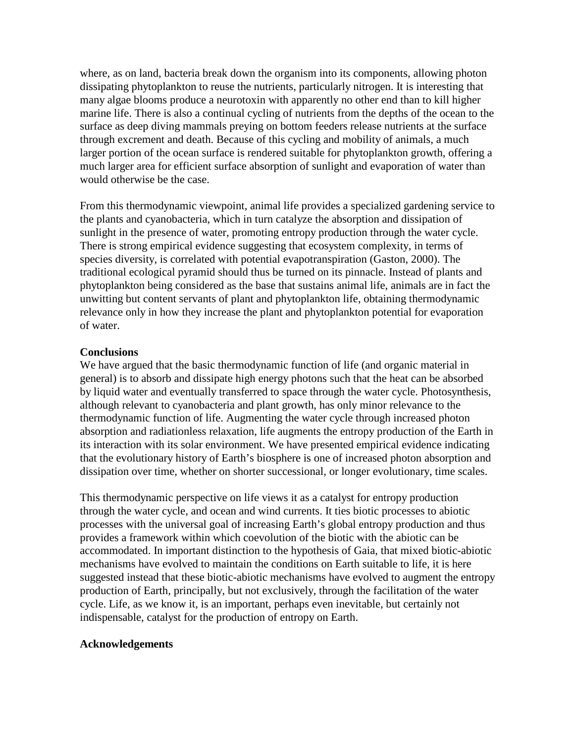where, as on land, bacteria break down the organism into its components, allowing photon dissipating phytoplankton to reuse the nutrients, particularly nitrogen. It is interesting that many algae blooms produce a neurotoxin with apparently no other end than to kill higher marine life. There is also a continual cycling of nutrients from the depths of the ocean to the surface as deep diving mammals preying on bottom feeders release nutrients at the surface through excrement and death. Because of this cycling and mobility of animals, a much larger portion of the ocean surface is rendered suitable for phytoplankton growth, offering a much larger area for efficient surface absorption of sunlight and evaporation of water than would otherwise be the case.

From this thermodynamic viewpoint, animal life provides a specialized gardening service to the plants and cyanobacteria, which in turn catalyze the absorption and dissipation of sunlight in the presence of water, promoting entropy production through the water cycle. There is strong empirical evidence suggesting that ecosystem complexity, in terms of species diversity, is correlated with potential evapotranspiration (Gaston, 2000). The traditional ecological pyramid should thus be turned on its pinnacle. Instead of plants and phytoplankton being considered as the base that sustains animal life, animals are in fact the unwitting but content servants of plant and phytoplankton life, obtaining thermodynamic relevance only in how they increase the plant and phytoplankton potential for evaporation of water.

**Conclusions**

We have argued that the basic thermodynamic function of life (and organic material in general) is to absorb and dissipate high energy photons such that the heat can be absorbed by liquid water and eventually transferred to space through the water cycle. Photosynthesis, although relevant to cyanobacteria and plant growth, has only minor relevance to the thermodynamic function of life. Augmenting the water cycle through increased photon absorption and radiationless relaxation, life augments the entropy production of the Earth in its interaction with its solar environment. We have presented empirical evidence indicating that the evolutionary history of Earth's biosphere is one of increased photon absorption and dissipation over time, whether on shorter successional, or longer evolutionary, time scales.

This thermodynamic perspective on life views it as a catalyst for entropy production through the water cycle, and ocean and wind currents. It ties biotic processes to abiotic processes with the universal goal of increasing Earth's global entropy production and thus provides a framework within which coevolution of the biotic with the abiotic can be accommodated. In important distinction to the hypothesis of Gaia, that mixed biotic-abiotic mechanisms have evolved to maintain the conditions on Earth suitable to life, it is here suggested instead that these biotic-abiotic mechanisms have evolved to augment the entropy production of Earth, principally, but not exclusively, through the facilitation of the water cycle. Life, as we know it, is an important, perhaps even inevitable, but certainly not indispensable, catalyst for the production of entropy on Earth.

**Acknowledgements**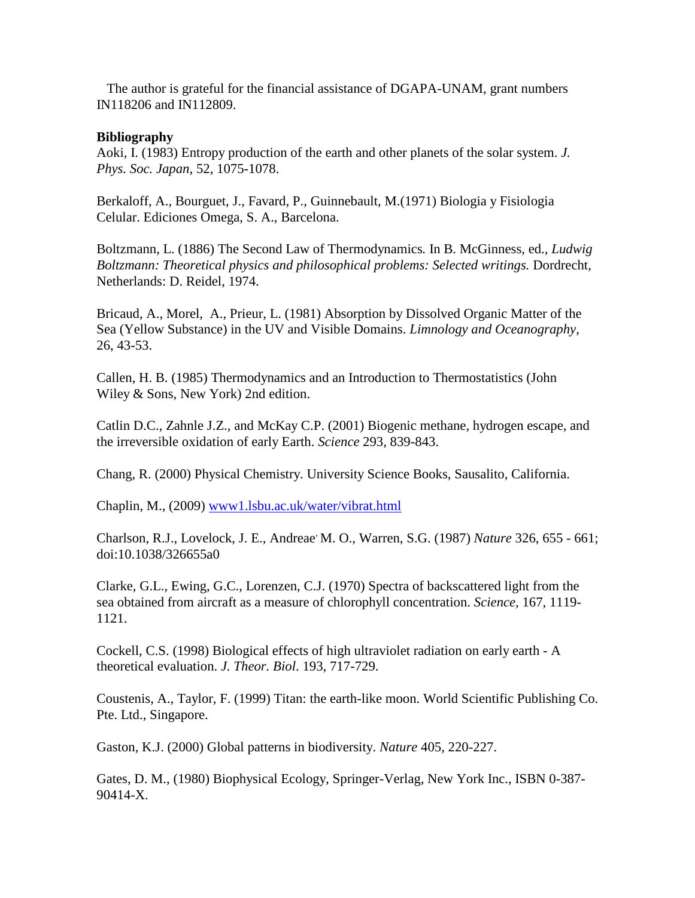The author is grateful for the financial assistance of DGAPA-UNAM, grant numbers IN118206 and IN112809.

**Bibliography**

Aoki, I. (1983) Entropy production of the earth and other planets of the solar system. *J. Phys. Soc. Japan*, 52, 1075-1078.

Berkaloff, A., Bourguet, J., Favard, P., Guinnebault, M.(1971) Biologia y Fisiologia Celular. Ediciones Omega, S. A., Barcelona.

Boltzmann, L. (1886) The Second Law of Thermodynamics*.* In B. McGinness, ed., *Ludwig Boltzmann: Theoretical physics and philosophical problems: Selected writings.* Dordrecht, Netherlands: D. Reidel, 1974.

Bricaud, A., Morel, A., Prieur, L. (1981) Absorption by Dissolved Organic Matter of the Sea (Yellow Substance) in the UV and Visible Domains. *Limnology and Oceanography,* 26, 43-53.

Callen, H. B. (1985) Thermodynamics and an Introduction to Thermostatistics (John Wiley & Sons, New York) 2nd edition.

Catlin D.C., Zahnle J.Z., and McKay C.P. (2001) Biogenic methane, hydrogen escape, and the irreversible oxidation of early Earth. *Science* 293, 839-843.

Chang, R. (2000) Physical Chemistry. University Science Books, Sausalito, California.

Chaplin, M., (2009) www1.lsbu.ac.uk/water/vibrat.html

Charlson, R.J., Lovelock, J. E., Andreae, M. O., Warren, S.G. (1987) *Nature* 326, 655 - 661; doi:10.1038/326655a0

Clarke, G.L., Ewing, G.C., Lorenzen, C.J. (1970) Spectra of backscattered light from the sea obtained from aircraft as a measure of chlorophyll concentration. *Science,* 167, 1119-1121.

Cockell, C.S. (1998) Biological effects of high ultraviolet radiation on early earth - A theoretical evaluation. *J. Theor. Biol.* 193, 717-729.

Coustenis, A., Taylor, F. (1999) Titan: the earth-like moon. World Scientific Publishing Co. Pte. Ltd., Singapore.

Gaston, K.J. (2000) Global patterns in biodiversity. *Nature* 405, 220-227.

Gates, D. M., (1980) Biophysical Ecology, Springer-Verlag, New York Inc., ISBN 0-387-90414-X.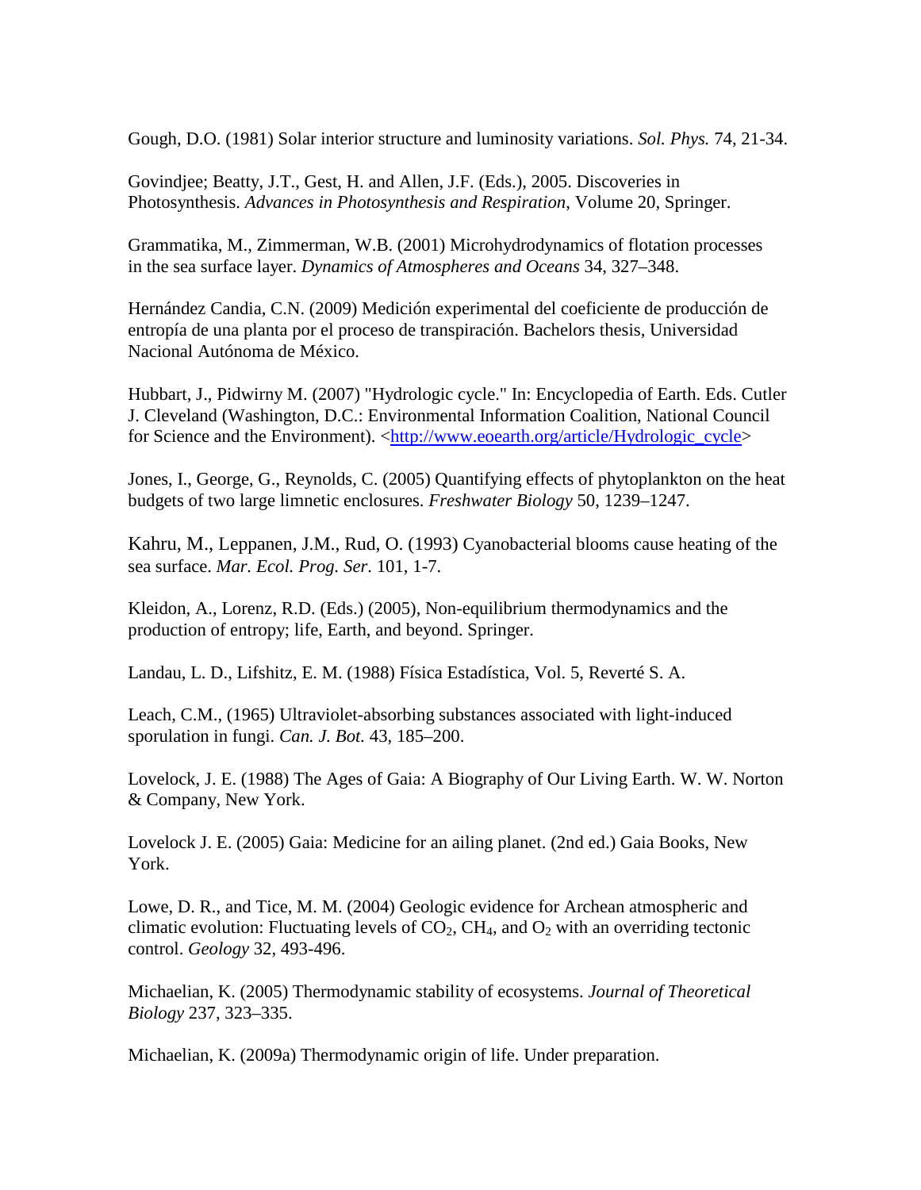Gough, D.O. (1981) Solar interior structure and luminosity variations. *Sol. Phys.* 74, 21-34.

Govindjee; Beatty, J.T., Gest, H. and Allen, J.F. (Eds.), 2005. Discoveries in Photosynthesis. *Advances in Photosynthesis and Respiration*, Volume 20, Springer.

Grammatika, M., Zimmerman, W.B. (2001) Microhydrodynamics of flotation processes in the sea surface layer. *Dynamics of Atmospheres and Oceans* 34, 327–348.

Hernández Candia, C.N. (2009) Medición experimental del coeficiente de producción de entropía de una planta por el proceso de transpiración. Bachelors thesis, Universidad Nacional Autónoma de México.

Hubbart, J., Pidwirny M. (2007) "Hydrologic cycle." In: Encyclopedia of Earth. Eds. Cutler J. Cleveland (Washington, D.C.: Environmental Information Coalition, National Council for Science and the Environment). <http://www.eoearth.org/article/Hydrologic_cycle>

Jones, I., George, G., Reynolds, C. (2005) Quantifying effects of phytoplankton on the heat budgets of two large limnetic enclosures. *Freshwater Biology* 50, 1239–1247.

Kahru, M., Leppanen, J.M., Rud, O. (1993) Cyanobacterial blooms cause heating of the sea surface. *Mar. Ecol. Prog. Ser.* 101, 1-7.

Kleidon, A., Lorenz, R.D. (Eds.) (2005), Non-equilibrium thermodynamics and the production of entropy; life, Earth, and beyond. Springer.

Landau, L. D., Lifshitz, E. M. (1988) Física Estadística, Vol. 5, Reverté S. A.

Leach, C.M., (1965) Ultraviolet-absorbing substances associated with light-induced sporulation in fungi. *Can. J. Bot.* 43, 185–200.

Lovelock, J. E. (1988) The Ages of Gaia: A Biography of Our Living Earth. W. W. Norton & Company, New York.

Lovelock J. E. (2005) Gaia: Medicine for an ailing planet. (2nd ed.) Gaia Books, New York.

Lowe, D. R., and Tice, M. M. (2004) Geologic evidence for Archean atmospheric and climatic evolution: Fluctuating levels of $CO_2$, $CH_4$, and $O_2$ with an overriding tectonic control. *Geology* 32, 493-496.

Michaelian, K. (2005) Thermodynamic stability of ecosystems. *Journal of Theoretical Biology* 237, 323–335.

Michaelian, K. (2009a) Thermodynamic origin of life. Under preparation.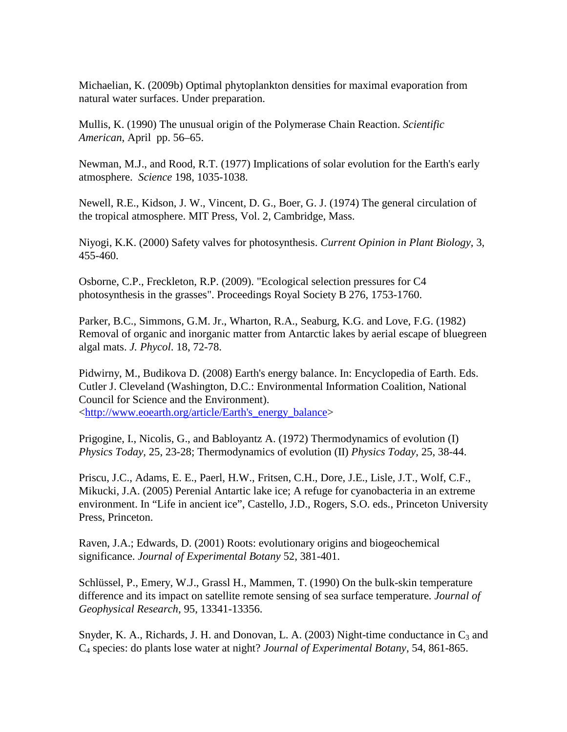Michaelian, K. (2009b) Optimal phytoplankton densities for maximal evaporation from natural water surfaces. Under preparation.

Mullis, K. (1990) The unusual origin of the Polymerase Chain Reaction. *Scientific American*, April pp. 56–65.

Newman, M.J., and Rood, R.T. (1977) Implications of solar evolution for the Earth's early atmosphere. *Science* 198, 1035-1038.

Newell, R.E., Kidson, J. W., Vincent, D. G., Boer, G. J. (1974) The general circulation of the tropical atmosphere. MIT Press, Vol. 2, Cambridge, Mass.

Niyogi, K.K. (2000) Safety valves for photosynthesis. *Current Opinion in Plant Biology*, 3, 455-460.

Osborne, C.P., Freckleton, R.P. (2009). "Ecological selection pressures for C4 photosynthesis in the grasses". Proceedings Royal Society B 276, 1753-1760.

Parker, B.C., Simmons, G.M. Jr., Wharton, R.A., Seaburg, K.G. and Love, F.G. (1982) Removal of organic and inorganic matter from Antarctic lakes by aerial escape of bluegreen algal mats. *J. Phycol*. 18, 72-78.

Pidwirny, M., Budikova D. (2008) Earth's energy balance. In: Encyclopedia of Earth. Eds. Cutler J. Cleveland (Washington, D.C.: Environmental Information Coalition, National Council for Science and the Environment). <http://www.eoearth.org/article/Earth's_energy_balance>

Prigogine, I., Nicolis, G., and Babloyantz A. (1972) Thermodynamics of evolution (I) *Physics Today*, 25, 23-28; Thermodynamics of evolution (II) *Physics Today*, 25, 38-44.

Priscu, J.C., Adams, E. E., Paerl, H.W., Fritsen, C.H., Dore, J.E., Lisle, J.T., Wolf, C.F., Mikucki, J.A. (2005) Perenial Antartic lake ice; A refuge for cyanobacteria in an extreme environment. In "Life in ancient ice", Castello, J.D., Rogers, S.O. eds., Princeton University Press, Princeton.

Raven, J.A.; Edwards, D. (2001) Roots: evolutionary origins and biogeochemical significance. *Journal of Experimental Botany* 52, 381-401.

Schlüssel, P., Emery, W.J., Grassl H., Mammen, T. (1990) On the bulk-skin temperature difference and its impact on satellite remote sensing of sea surface temperature. *Journal of Geophysical Research*, 95, 13341-13356.

Snyder, K. A., Richards, J. H. and Donovan, L. A. (2003) Night-time conductance in $C_3$ and $C_4$ species: do plants lose water at night? *Journal of Experimental Botany*, 54, 861-865.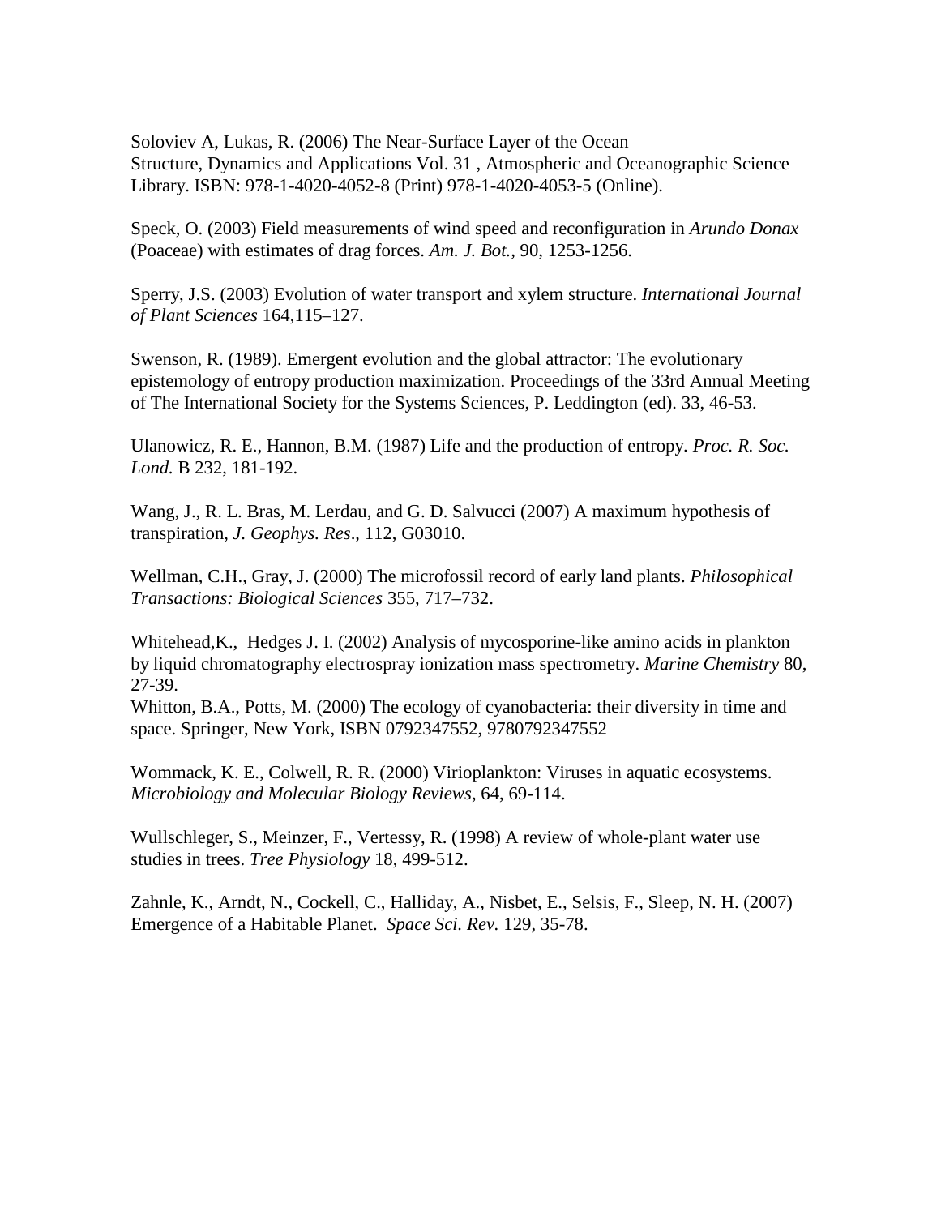Soloviev A, Lukas, R. (2006) The Near-Surface Layer of the Ocean Structure, Dynamics and Applications Vol. 31 , Atmospheric and Oceanographic Science Library. ISBN: 978-1-4020-4052-8 (Print) 978-1-4020-4053-5 (Online).

Speck, O. (2003) Field measurements of wind speed and reconfiguration in *Arundo Donax* (Poaceae) with estimates of drag forces. *Am. J. Bot.*, 90, 1253-1256.

Sperry, J.S. (2003) Evolution of water transport and xylem structure. *International Journal of Plant Sciences* 164,115–127.

Swenson, R. (1989). Emergent evolution and the global attractor: The evolutionary epistemology of entropy production maximization. Proceedings of the 33rd Annual Meeting of The International Society for the Systems Sciences, P. Leddington (ed). 33, 46-53.

Ulanowicz, R. E., Hannon, B.M. (1987) Life and the production of entropy. *Proc. R. Soc. Lond.* B 232, 181-192.

Wang, J., R. L. Bras, M. Lerdau, and G. D. Salvucci (2007) A maximum hypothesis of transpiration, *J. Geophys. Res*., 112, G03010.

Wellman, C.H., Gray, J. (2000) The microfossil record of early land plants. *Philosophical Transactions: Biological Sciences* 355, 717–732.

Whitehead,K., Hedges J. I. (2002) Analysis of mycosporine-like amino acids in plankton by liquid chromatography electrospray ionization mass spectrometry. *Marine Chemistry* 80, 27-39.

Whitton, B.A., Potts, M. (2000) The ecology of cyanobacteria: their diversity in time and space. Springer, New York, ISBN 0792347552, 9780792347552

Wommack, K. E., Colwell, R. R. (2000) Virioplankton: Viruses in aquatic ecosystems. *Microbiology and Molecular Biology Reviews*, 64, 69-114.

Wullschleger, S., Meinzer, F., Vertessy, R. (1998) A review of whole-plant water use studies in trees. *Tree Physiology* 18, 499-512.

Zahnle, K., Arndt, N., Cockell, C., Halliday, A., Nisbet, E., Selsis, F., Sleep, N. H. (2007) Emergence of a Habitable Planet. *Space Sci. Rev.* 129, 35-78.